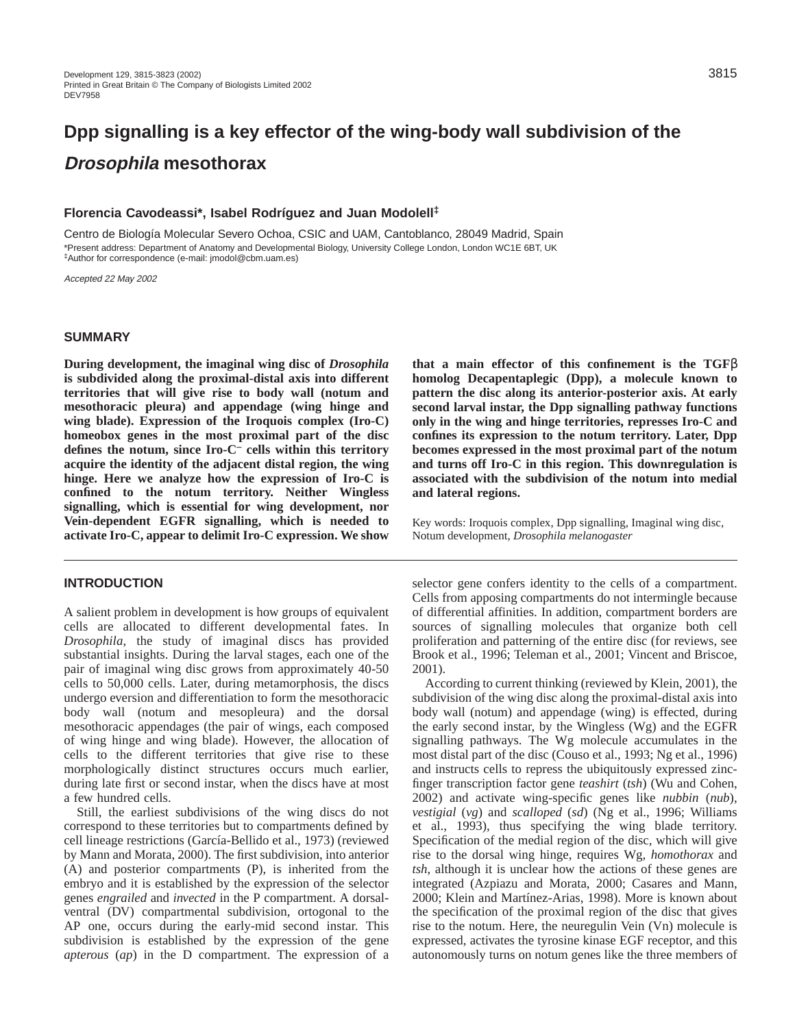# Dpp signalling is a key effector of the wing-body wall subdivision of the *Drosophila* mesothorax

**Florencia Cavodeassi\*, Isabel Rodríguez and Juan Modolell[‡]**

Centro de Biología Molecular Severo Ochoa, CSIC and UAM, Cantoblanco, 28049 Madrid, Spain

\*Present address: Department of Anatomy and Developmental Biology, University College London, London WC1E 6BT, UK

[‡]Author for correspondence (e-mail: jmodol@cbm.uam.es)

*Accepted 22 May 2002*

## SUMMARY

**During development, the imaginal wing disc of *Drosophila* is subdivided along the proximal-distal axis into different territories that will give rise to body wall (notum and mesothoracic pleura) and appendage (wing hinge and wing blade). Expression of the Iroquois complex (Iro-C) homeobox genes in the most proximal part of the disc defines the notum, since Iro-C$^{-}$ cells within this territory acquire the identity of the adjacent distal region, the wing hinge. Here we analyze how the expression of Iro-C is confined to the notum territory. Neither Wingless signalling, which is essential for wing development, nor Vein-dependent EGFR signalling, which is needed to activate Iro-C, appear to delimit Iro-C expression. We show that a main effector of this confinement is the TGFβ homolog Decapentaplegic (Dpp), a molecule known to pattern the disc along its anterior-posterior axis. At early second larval instar, the Dpp signalling pathway functions only in the wing and hinge territories, represses Iro-C and confines its expression to the notum territory. Later, Dpp becomes expressed in the most proximal part of the notum and turns off Iro-C in this region. This downregulation is associated with the subdivision of the notum into medial and lateral regions.**

Key words: Iroquois complex, Dpp signalling, Imaginal wing disc, Notum development, *Drosophila melanogaster*

## INTRODUCTION

A salient problem in development is how groups of equivalent cells are allocated to different developmental fates. In *Drosophila*, the study of imaginal discs has provided substantial insights. During the larval stages, each one of the pair of imaginal wing disc grows from approximately 40-50 cells to 50,000 cells. Later, during metamorphosis, the discs undergo eversion and differentiation to form the mesothoracic body wall (notum and mesopleura) and the dorsal mesothoracic appendages (the pair of wings, each composed of wing hinge and wing blade). However, the allocation of cells to the different territories that give rise to these morphologically distinct structures occurs much earlier, during late first or second instar, when the discs have at most a few hundred cells.

Still, the earliest subdivisions of the wing discs do not correspond to these territories but to compartments defined by cell lineage restrictions (García-Bellido et al., 1973) (reviewed by Mann and Morata, 2000). The first subdivision, into anterior (A) and posterior compartments (P), is inherited from the embryo and it is established by the expression of the selector genes *engrailed* and *invected* in the P compartment. A dorsal-ventral (DV) compartmental subdivision, ortogonal to the AP one, occurs during the early-mid second instar. This subdivision is established by the expression of the gene *apterous* (*ap*) in the D compartment. The expression of a selector gene confers identity to the cells of a compartment. Cells from apposing compartments do not intermingle because of differential affinities. In addition, compartment borders are sources of signalling molecules that organize both cell proliferation and patterning of the entire disc (for reviews, see Brook et al., 1996; Teleman et al., 2001; Vincent and Briscoe, 2001).

According to current thinking (reviewed by Klein, 2001), the subdivision of the wing disc along the proximal-distal axis into body wall (notum) and appendage (wing) is effected, during the early second instar, by the Wingless (Wg) and the EGFR signalling pathways. The Wg molecule accumulates in the most distal part of the disc (Couso et al., 1993; Ng et al., 1996) and instructs cells to repress the ubiquitously expressed zinc-finger transcription factor gene *teashirt* (*tsh*) (Wu and Cohen, 2002) and activate wing-specific genes like *nubbin* (*nub*), *vestigial* (*vg*) and *scalloped* (*sd*) (Ng et al., 1996; Williams et al., 1993), thus specifying the wing blade territory. Specification of the medial region of the disc, which will give rise to the dorsal wing hinge, requires Wg, *homothorax* and *tsh*, although it is unclear how the actions of these genes are integrated (Azpiazu and Morata, 2000; Casares and Mann, 2000; Klein and Martínez-Arias, 1998). More is known about the specification of the proximal region of the disc that gives rise to the notum. Here, the neuregulin Vein (Vn) molecule is expressed, activates the tyrosine kinase EGF receptor, and this autonomously turns on notum genes like the three members of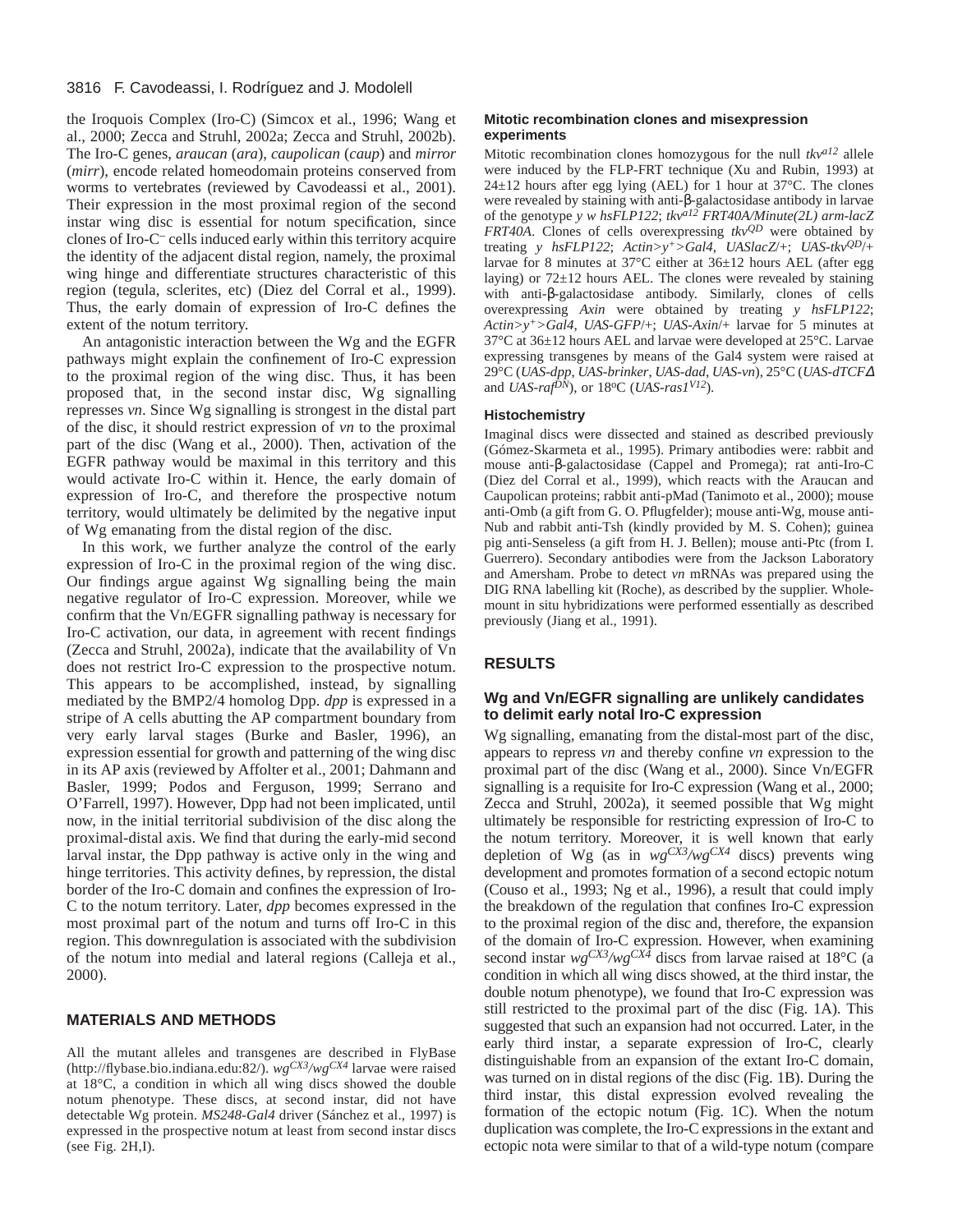the Iroquois Complex (Iro-C) (Simcox et al., 1996; Wang et al., 2000; Zecca and Struhl, 2002a; Zecca and Struhl, 2002b). The Iro-C genes, *araucan* (*ara*), *caupolican* (*caup*) and *mirror* (*mirr*), encode related homeodomain proteins conserved from worms to vertebrates (reviewed by Cavodeassi et al., 2001). Their expression in the most proximal region of the second instar wing disc is essential for notum specification, since clones of Iro-C$^{-}$ cells induced early within this territory acquire the identity of the adjacent distal region, namely, the proximal wing hinge and differentiate structures characteristic of this region (tegula, sclerites, etc) (Diez del Corral et al., 1999). Thus, the early domain of expression of Iro-C defines the extent of the notum territory.

An antagonistic interaction between the Wg and the EGFR pathways might explain the confinement of Iro-C expression to the proximal region of the wing disc. Thus, it has been proposed that, in the second instar disc, Wg signalling represses *vn*. Since Wg signalling is strongest in the distal part of the disc, it should restrict expression of *vn* to the proximal part of the disc (Wang et al., 2000). Then, activation of the EGFR pathway would be maximal in this territory and this would activate Iro-C within it. Hence, the early domain of expression of Iro-C, and therefore the prospective notum territory, would ultimately be delimited by the negative input of Wg emanating from the distal region of the disc.

In this work, we further analyze the control of the early expression of Iro-C in the proximal region of the wing disc. Our findings argue against Wg signalling being the main negative regulator of Iro-C expression. Moreover, while we confirm that the Vn/EGFR signalling pathway is necessary for Iro-C activation, our data, in agreement with recent findings (Zecca and Struhl, 2002a), indicate that the availability of Vn does not restrict Iro-C expression to the prospective notum. This appears to be accomplished, instead, by signalling mediated by the BMP2/4 homolog Dpp. *dpp* is expressed in a stripe of A cells abutting the AP compartment boundary from very early larval stages (Burke and Basler, 1996), an expression essential for growth and patterning of the wing disc in its AP axis (reviewed by Affolter et al., 2001; Dahmann and Basler, 1999; Podos and Ferguson, 1999; Serrano and O'Farrell, 1997). However, Dpp had not been implicated, until now, in the initial territorial subdivision of the disc along the proximal-distal axis. We find that during the early-mid second larval instar, the Dpp pathway is active only in the wing and hinge territories. This activity defines, by repression, the distal border of the Iro-C domain and confines the expression of Iro-C to the notum territory. Later, *dpp* becomes expressed in the most proximal part of the notum and turns off Iro-C in this region. This downregulation is associated with the subdivision of the notum into medial and lateral regions (Calleja et al., 2000).

## MATERIALS AND METHODS

All the mutant alleles and transgenes are described in FlyBase (http://flybase.bio.indiana.edu:82/). $wg^{CX3}/wg^{CX4}$ larvae were raised at 18°C, a condition in which all wing discs showed the double notum phenotype. These discs, at second instar, did not have detectable Wg protein. *MS248-Gal4* driver (Sánchez et al., 1997) is expressed in the prospective notum at least from second instar discs (see Fig. 2H,I).

### Mitotic recombination clones and misexpression experiments

Mitotic recombination clones homozygous for the null $tkv^{a12}$ allele were induced by the FLP-FRT technique (Xu and Rubin, 1993) at 24±12 hours after egg lying (AEL) for 1 hour at 37°C. The clones were revealed by staining with anti-β-galactosidase antibody in larvae of the genotype *y w hsFLP122*; *$tkv^{a12}$ FRT40A/Minute(2L) arm-lacZ FRT40A*. Clones of cells overexpressing $tkv^{QD}$ were obtained by treating *y hsFLP122*; *Actin>y$^{+}$>Gal4, UASlacZ*/+; *UAS-$tkv^{QD}$*/+ larvae for 8 minutes at 37°C either at 36±12 hours AEL (after egg laying) or 72±12 hours AEL. The clones were revealed by staining with anti-β-galactosidase antibody. Similarly, clones of cells overexpressing *Axin* were obtained by treating *y hsFLP122*; *Actin>y$^{+}$>Gal4, UAS-GFP*/+; *UAS-Axin*/+ larvae for 5 minutes at 37°C at 36±12 hours AEL and larvae were developed at 25°C. Larvae expressing transgenes by means of the Gal4 system were raised at 29°C (*UAS-dpp*, *UAS-brinker*, *UAS-dad*, *UAS-vn*), 25°C (*UAS-dTCFΔ* and *UAS-$raf^{DN}$*), or 18°C (*UAS-$ras1^{V12}$*).

### Histochemistry

Imaginal discs were dissected and stained as described previously (Gómez-Skarmeta et al., 1995). Primary antibodies were: rabbit and mouse anti-β-galactosidase (Cappel and Promega); rat anti-Iro-C (Diez del Corral et al., 1999), which reacts with the Araucan and Caupolican proteins; rabbit anti-pMad (Tanimoto et al., 2000); mouse anti-Omb (a gift from G. O. Pflugfelder); mouse anti-Wg, mouse anti-Nub and rabbit anti-Tsh (kindly provided by M. S. Cohen); guinea pig anti-Senseless (a gift from H. J. Bellen); mouse anti-Ptc (from I. Guerrero). Secondary antibodies were from the Jackson Laboratory and Amersham. Probe to detect *vn* mRNAs was prepared using the DIG RNA labelling kit (Roche), as described by the supplier. Whole-mount in situ hybridizations were performed essentially as described previously (Jiang et al., 1991).

## RESULTS

### Wg and Vn/EGFR signalling are unlikely candidates to delimit early notal Iro-C expression

Wg signalling, emanating from the distal-most part of the disc, appears to repress *vn* and thereby confine *vn* expression to the proximal part of the disc (Wang et al., 2000). Since Vn/EGFR signalling is a requisite for Iro-C expression (Wang et al., 2000; Zecca and Struhl, 2002a), it seemed possible that Wg might ultimately be responsible for restricting expression of Iro-C to the notum territory. Moreover, it is well known that early depletion of Wg (as in $wg^{CX3}/wg^{CX4}$ discs) prevents wing development and promotes formation of a second ectopic notum (Couso et al., 1993; Ng et al., 1996), a result that could imply the breakdown of the regulation that confines Iro-C expression to the proximal region of the disc and, therefore, the expansion of the domain of Iro-C expression. However, when examining second instar $wg^{CX3}/wg^{CX4}$ discs from larvae raised at 18°C (a condition in which all wing discs showed, at the third instar, the double notum phenotype), we found that Iro-C expression was still restricted to the proximal part of the disc (Fig. 1A). This suggested that such an expansion had not occurred. Later, in the early third instar, a separate expression of Iro-C, clearly distinguishable from an expansion of the extant Iro-C domain, was turned on in distal regions of the disc (Fig. 1B). During the third instar, this distal expression evolved revealing the formation of the ectopic notum (Fig. 1C). When the notum duplication was complete, the Iro-C expressions in the extant and ectopic nota were similar to that of a wild-type notum (compare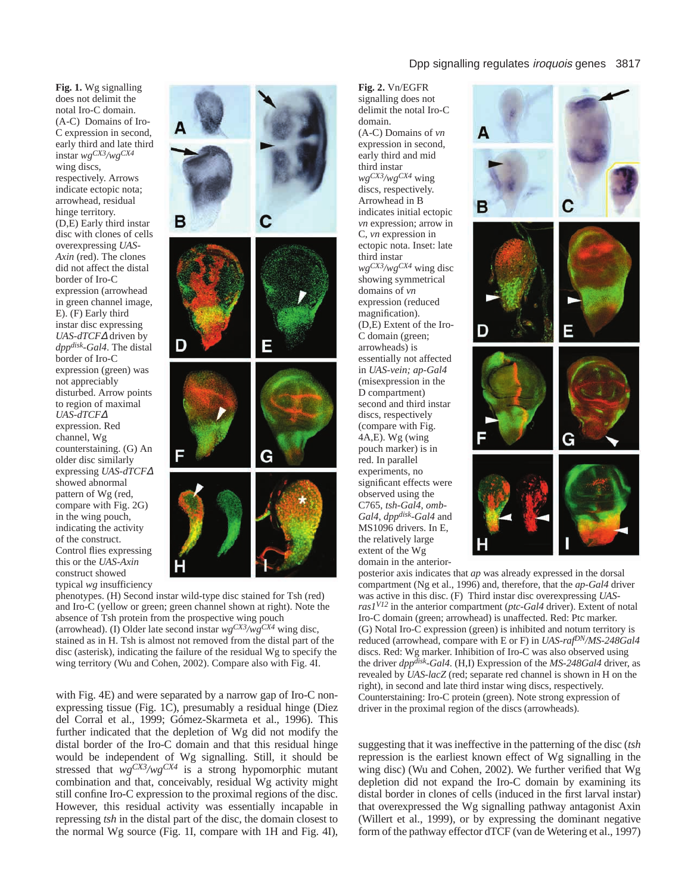**Fig. 1.** Wg signalling does not delimit the notal Iro-C domain. (A-C) Domains of Iro-C expression in second, early third and late third instar *wg*$^{CX3}$/*wg*$^{CX4}$ wing discs, respectively. Arrows indicate ectopic nota; arrowhead, residual hinge territory. (D,E) Early third instar disc with clones of cells overexpressing *UAS-Axin* (red). The clones did not affect the distal border of Iro-C expression (arrowhead in green channel image, E). (F) Early third instar disc expressing *UAS-dTCFΔ* driven by *dpp*$^{disk}$*-Gal4*. The distal border of Iro-C expression (green) was not appreciably disturbed. Arrow points to region of maximal *UAS-dTCFΔ* expression. Red channel, Wg counterstaining. (G) An older disc similarly expressing *UAS-dTCFΔ* showed abnormal pattern of Wg (red, compare with Fig. 2G) in the wing pouch, indicating the activity of the construct. Control flies expressing this or the *UAS-Axin* construct showed typical *wg* insufficiency phenotypes. (H) Second instar wild-type disc stained for Tsh (red) and Iro-C (yellow or green; green channel shown at right). Note the absence of Tsh protein from the prospective wing pouch (arrowhead). (I) Older late second instar *wg*$^{CX3}$/*wg*$^{CX4}$ wing disc, stained as in H. Tsh is almost not removed from the distal part of the disc (asterisk), indicating the failure of the residual Wg to specify the wing territory (Wu and Cohen, 2002). Compare also with Fig. 4I.

with Fig. 4E) and were separated by a narrow gap of Iro-C non-expressing tissue (Fig. 1C), presumably a residual hinge (Diez del Corral et al., 1999; Gómez-Skarmeta et al., 1996). This further indicated that the depletion of Wg did not modify the distal border of the Iro-C domain and that this residual hinge would be independent of Wg signalling. Still, it should be stressed that *wg*$^{CX3}$/*wg*$^{CX4}$ is a strong hypomorphic mutant combination and that, conceivably, residual Wg activity might still confine Iro-C expression to the proximal regions of the disc. However, this residual activity was essentially incapable in repressing *tsh* in the distal part of the disc, the domain closest to the normal Wg source (Fig. 1I, compare with 1H and Fig. 4I), suggesting that it was ineffective in the patterning of the disc (*tsh* repression is the earliest known effect of Wg signalling in the wing disc) (Wu and Cohen, 2002). We further verified that Wg depletion did not expand the Iro-C domain by examining its distal border in clones of cells (induced in the first larval instar) that overexpressed the Wg signalling pathway antagonist Axin (Willert et al., 1999), or by expressing the dominant negative form of the pathway effector dTCF (van de Wetering et al., 1997)

**Fig. 2.** Vn/EGFR signalling does not delimit the notal Iro-C domain. (A-C) Domains of *vn* expression in second, early third and mid third instar *wg*$^{CX3}$/*wg*$^{CX4}$ wing discs, respectively. Arrowhead in B indicates initial ectopic *vn* expression; arrow in C, *vn* expression in ectopic nota. Inset: late third instar *wg*$^{CX3}$/*wg*$^{CX4}$ wing disc showing symmetrical domains of *vn* expression (reduced magnification). (D,E) Extent of the Iro-C domain (green; arrowheads) is essentially not affected in *UAS-vein; ap-Gal4* (misexpression in the D compartment) second and third instar discs, respectively (compare with Fig. 4A,E). Wg (wing pouch marker) is in red. In parallel experiments, no significant effects were observed using the C765, *tsh-Gal4*, *omb-Gal4*, *dpp*$^{disk}$*-Gal4* and MS1096 drivers. In E, the relatively large extent of the Wg domain in the anterior-posterior axis indicates that *ap* was already expressed in the dorsal compartment (Ng et al., 1996) and, therefore, that the *ap-Gal4* driver was active in this disc. (F) Third instar disc overexpressing *UAS-ras1*$^{V12}$ in the anterior compartment (*ptc-Gal4* driver). Extent of notal Iro-C domain (green; arrowhead) is unaffected. Red: Ptc marker. (G) Notal Iro-C expression (green) is inhibited and notum territory is reduced (arrowhead, compare with E or F) in *UAS-raf*$^{DN}$*/MS-248Gal4* discs. Red: Wg marker. Inhibition of Iro-C was also observed using the driver *dpp*$^{disk}$*-Gal4*. (H,I) Expression of the *MS-248Gal4* driver, as revealed by *UAS-lacZ* (red; separate red channel is shown in H on the right), in second and late third instar wing discs, respectively. Counterstaining: Iro-C protein (green). Note strong expression of driver in the proximal region of the discs (arrowheads).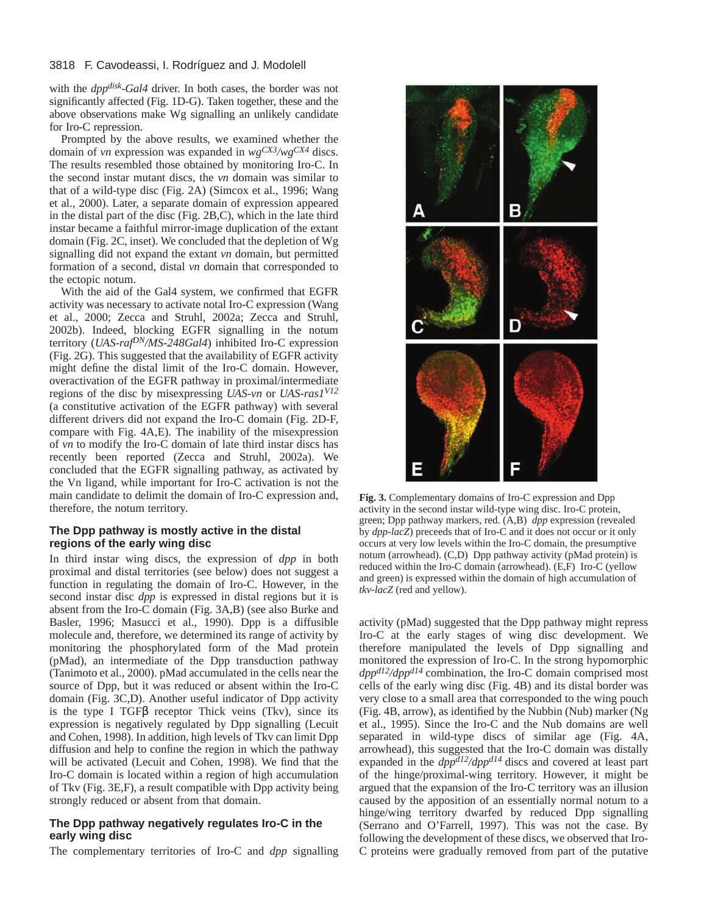with the $dpp^{disk}$-*Gal4* driver. In both cases, the border was not significantly affected (Fig. 1D-G). Taken together, these and the above observations make Wg signalling an unlikely candidate for Iro-C repression.

Prompted by the above results, we examined whether the domain of *vn* expression was expanded in $wg^{CX3}/wg^{CX4}$ discs. The results resembled those obtained by monitoring Iro-C. In the second instar mutant discs, the *vn* domain was similar to that of a wild-type disc (Fig. 2A) (Simcox et al., 1996; Wang et al., 2000). Later, a separate domain of expression appeared in the distal part of the disc (Fig. 2B,C), which in the late third instar became a faithful mirror-image duplication of the extant domain (Fig. 2C, inset). We concluded that the depletion of Wg signalling did not expand the extant *vn* domain, but permitted formation of a second, distal *vn* domain that corresponded to the ectopic notum.

With the aid of the Gal4 system, we confirmed that EGFR activity was necessary to activate notal Iro-C expression (Wang et al., 2000; Zecca and Struhl, 2002a; Zecca and Struhl, 2002b). Indeed, blocking EGFR signalling in the notum territory (*UAS-raf*$^{DN}$*/MS-248Gal4*) inhibited Iro-C expression (Fig. 2G). This suggested that the availability of EGFR activity might define the distal limit of the Iro-C domain. However, overactivation of the EGFR pathway in proximal/intermediate regions of the disc by misexpressing *UAS-vn* or *UAS-ras1*$^{V12}$ (a constitutive activation of the EGFR pathway) with several different drivers did not expand the Iro-C domain (Fig. 2D-F, compare with Fig. 4A,E). The inability of the misexpression of *vn* to modify the Iro-C domain of late third instar discs has recently been reported (Zecca and Struhl, 2002a). We concluded that the EGFR signalling pathway, as activated by the Vn ligand, while important for Iro-C activation is not the main candidate to delimit the domain of Iro-C expression and, therefore, the notum territory.

### The Dpp pathway is mostly active in the distal regions of the early wing disc

In third instar wing discs, the expression of *dpp* in both proximal and distal territories (see below) does not suggest a function in regulating the domain of Iro-C. However, in the second instar disc *dpp* is expressed in distal regions but it is absent from the Iro-C domain (Fig. 3A,B) (see also Burke and Basler, 1996; Masucci et al., 1990). Dpp is a diffusible molecule and, therefore, we determined its range of activity by monitoring the phosphorylated form of the Mad protein (pMad), an intermediate of the Dpp transduction pathway (Tanimoto et al., 2000). pMad accumulated in the cells near the source of Dpp, but it was reduced or absent within the Iro-C domain (Fig. 3C,D). Another useful indicator of Dpp activity is the type I TGFβ receptor Thick veins (Tkv), since its expression is negatively regulated by Dpp signalling (Lecuit and Cohen, 1998). In addition, high levels of Tkv can limit Dpp diffusion and help to confine the region in which the pathway will be activated (Lecuit and Cohen, 1998). We find that the Iro-C domain is located within a region of high accumulation of Tkv (Fig. 3E,F), a result compatible with Dpp activity being strongly reduced or absent from that domain.

### The Dpp pathway negatively regulates Iro-C in the early wing disc

The complementary territories of Iro-C and *dpp* signalling activity (pMad) suggested that the Dpp pathway might repress Iro-C at the early stages of wing disc development. We therefore manipulated the levels of Dpp signalling and monitored the expression of Iro-C. In the strong hypomorphic $dpp^{d12}/dpp^{d14}$ combination, the Iro-C domain comprised most cells of the early wing disc (Fig. 4B) and its distal border was very close to a small area that corresponded to the wing pouch (Fig. 4B, arrow), as identified by the Nubbin (Nub) marker (Ng et al., 1995). Since the Iro-C and the Nub domains are well separated in wild-type discs of similar age (Fig. 4A, arrowhead), this suggested that the Iro-C domain was distally expanded in the $dpp^{d12}/dpp^{d14}$ discs and covered at least part of the hinge/proximal-wing territory. However, it might be argued that the expansion of the Iro-C territory was an illusion caused by the apposition of an essentially normal notum to a hinge/wing territory dwarfed by reduced Dpp signalling (Serrano and O'Farrell, 1997). This was not the case. By following the development of these discs, we observed that Iro-C proteins were gradually removed from part of the putative

**Fig. 3.** Complementary domains of Iro-C expression and Dpp activity in the second instar wild-type wing disc. Iro-C protein, green; Dpp pathway markers, red. (A,B) *dpp* expression (revealed by *dpp-lacZ*) preceeds that of Iro-C and it does not occur or it only occurs at very low levels within the Iro-C domain, the presumptive notum (arrowhead). (C,D) Dpp pathway activity (pMad protein) is reduced within the Iro-C domain (arrowhead). (E,F) Iro-C (yellow and green) is expressed within the domain of high accumulation of *tkv-lacZ* (red and yellow).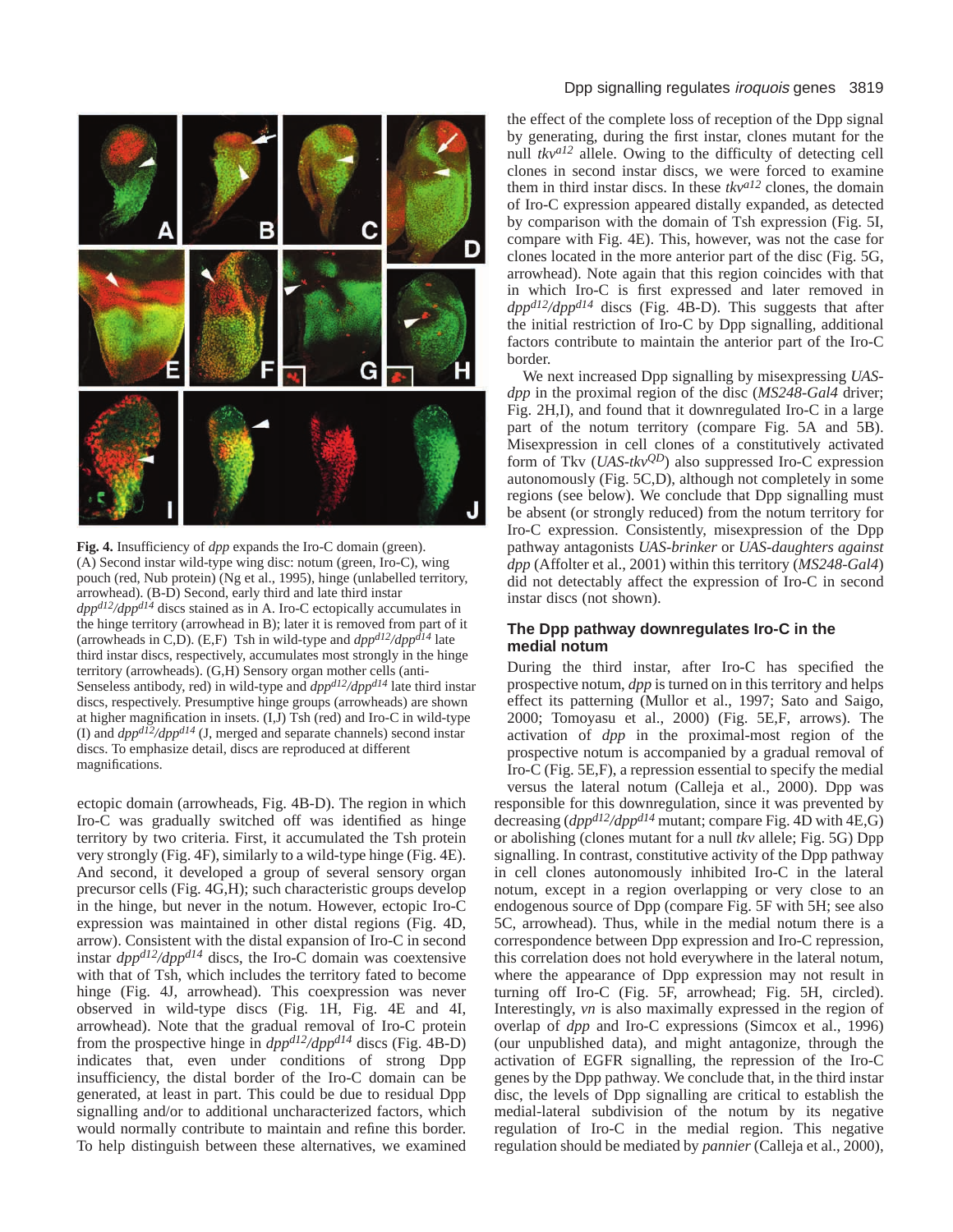**Fig. 4.** Insufficiency of *dpp* expands the Iro-C domain (green). (A) Second instar wild-type wing disc: notum (green, Iro-C), wing pouch (red, Nub protein) (Ng et al., 1995), hinge (unlabelled territory, arrowhead). (B-D) Second, early third and late third instar $dpp^{d12}/dpp^{d14}$ discs stained as in A. Iro-C ectopically accumulates in the hinge territory (arrowhead in B); later it is removed from part of it (arrowheads in C,D). (E,F) Tsh in wild-type and $dpp^{d12}/dpp^{d14}$ late third instar discs, respectively, accumulates most strongly in the hinge territory (arrowheads). (G,H) Sensory organ mother cells (anti-Senseless antibody, red) in wild-type and $dpp^{d12}/dpp^{d14}$ late third instar discs, respectively. Presumptive hinge groups (arrowheads) are shown at higher magnification in insets. (I,J) Tsh (red) and Iro-C in wild-type (I) and $dpp^{d12}/dpp^{d14}$ (J, merged and separate channels) second instar discs. To emphasize detail, discs are reproduced at different magnifications.

ectopic domain (arrowheads, Fig. 4B-D). The region in which Iro-C was gradually switched off was identified as hinge territory by two criteria. First, it accumulated the Tsh protein very strongly (Fig. 4F), similarly to a wild-type hinge (Fig. 4E). And second, it developed a group of several sensory organ precursor cells (Fig. 4G,H); such characteristic groups develop in the hinge, but never in the notum. However, ectopic Iro-C expression was maintained in other distal regions (Fig. 4D, arrow). Consistent with the distal expansion of Iro-C in second instar $dpp^{d12}/dpp^{d14}$ discs, the Iro-C domain was coextensive with that of Tsh, which includes the territory fated to become hinge (Fig. 4J, arrowhead). This coexpression was never observed in wild-type discs (Fig. 1H, Fig. 4E and 4I, arrowhead). Note that the gradual removal of Iro-C protein from the prospective hinge in $dpp^{d12}/dpp^{d14}$ discs (Fig. 4B-D) indicates that, even under conditions of strong Dpp insufficiency, the distal border of the Iro-C domain can be generated, at least in part. This could be due to residual Dpp signalling and/or to additional uncharacterized factors, which would normally contribute to maintain and refine this border. To help distinguish between these alternatives, we examined the effect of the complete loss of reception of the Dpp signal by generating, during the first instar, clones mutant for the null $tkv^{a12}$ allele. Owing to the difficulty of detecting cell clones in second instar discs, we were forced to examine them in third instar discs. In these $tkv^{a12}$ clones, the domain of Iro-C expression appeared distally expanded, as detected by comparison with the domain of Tsh expression (Fig. 5I, compare with Fig. 4E). This, however, was not the case for clones located in the more anterior part of the disc (Fig. 5G, arrowhead). Note again that this region coincides with that in which Iro-C is first expressed and later removed in $dpp^{d12}/dpp^{d14}$ discs (Fig. 4B-D). This suggests that after the initial restriction of Iro-C by Dpp signalling, additional factors contribute to maintain the anterior part of the Iro-C border.

We next increased Dpp signalling by misexpressing *UAS-dpp* in the proximal region of the disc (*MS248-Gal4* driver; Fig. 2H,I), and found that it downregulated Iro-C in a large part of the notum territory (compare Fig. 5A and 5B). Misexpression in cell clones of a constitutively activated form of Tkv (*UAS-tkv*$^{QD}$) also suppressed Iro-C expression autonomously (Fig. 5C,D), although not completely in some regions (see below). We conclude that Dpp signalling must be absent (or strongly reduced) from the notum territory for Iro-C expression. Consistently, misexpression of the Dpp pathway antagonists *UAS-brinker* or *UAS-daughters against dpp* (Affolter et al., 2001) within this territory (*MS248-Gal4*) did not detectably affect the expression of Iro-C in second instar discs (not shown).

## The Dpp pathway downregulates Iro-C in the medial notum

During the third instar, after Iro-C has specified the prospective notum, *dpp* is turned on in this territory and helps effect its patterning (Mullor et al., 1997; Sato and Saigo, 2000; Tomoyasu et al., 2000) (Fig. 5E,F, arrows). The activation of *dpp* in the proximal-most region of the prospective notum is accompanied by a gradual removal of Iro-C (Fig. 5E,F), a repression essential to specify the medial versus the lateral notum (Calleja et al., 2000). Dpp was responsible for this downregulation, since it was prevented by decreasing ($dpp^{d12}/dpp^{d14}$ mutant; compare Fig. 4D with 4E,G) or abolishing (clones mutant for a null *tkv* allele; Fig. 5G) Dpp signalling. In contrast, constitutive activity of the Dpp pathway in cell clones autonomously inhibited Iro-C in the lateral notum, except in a region overlapping or very close to an endogenous source of Dpp (compare Fig. 5F with 5H; see also 5C, arrowhead). Thus, while in the medial notum there is a correspondence between Dpp expression and Iro-C repression, this correlation does not hold everywhere in the lateral notum, where the appearance of Dpp expression may not result in turning off Iro-C (Fig. 5F, arrowhead; Fig. 5H, circled). Interestingly, *vn* is also maximally expressed in the region of overlap of *dpp* and Iro-C expressions (Simcox et al., 1996) (our unpublished data), and might antagonize, through the activation of EGFR signalling, the repression of the Iro-C genes by the Dpp pathway. We conclude that, in the third instar disc, the levels of Dpp signalling are critical to establish the medial-lateral subdivision of the notum by its negative regulation of Iro-C in the medial region. This negative regulation should be mediated by *pannier* (Calleja et al., 2000),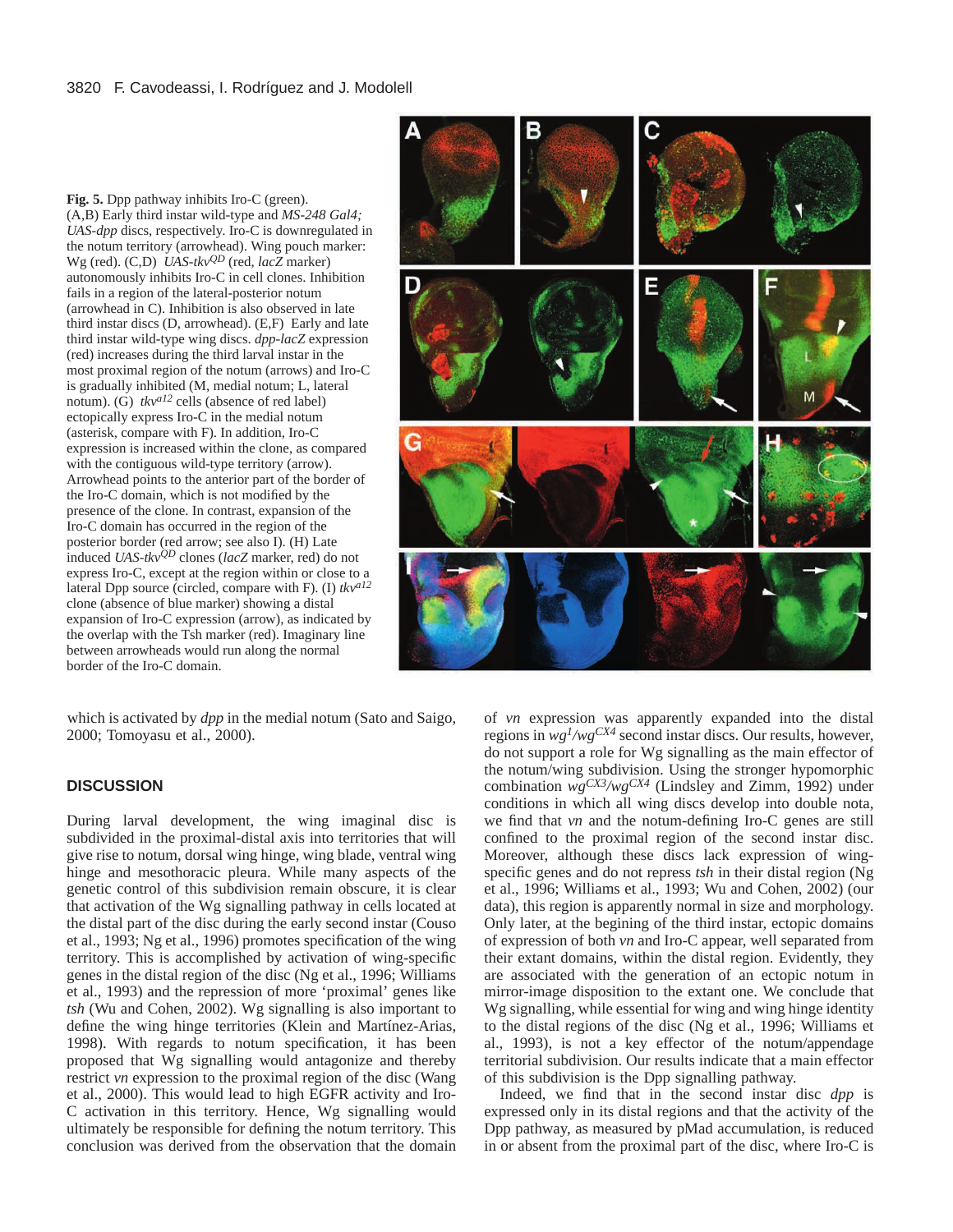**Fig. 5.** Dpp pathway inhibits Iro-C (green). (A,B) Early third instar wild-type and *MS-248 Gal4; UAS-dpp* discs, respectively. Iro-C is downregulated in the notum territory (arrowhead). Wing pouch marker: Wg (red). (C,D) *UAS-tkv*$^{QD}$ (red, *lacZ* marker) autonomously inhibits Iro-C in cell clones. Inhibition fails in a region of the lateral-posterior notum (arrowhead in C). Inhibition is also observed in late third instar discs (D, arrowhead). (E,F) Early and late third instar wild-type wing discs. *dpp-lacZ* expression (red) increases during the third larval instar in the most proximal region of the notum (arrows) and Iro-C is gradually inhibited (M, medial notum; L, lateral notum). (G) *tkv*$^{a12}$ cells (absence of red label) ectopically express Iro-C in the medial notum (asterisk, compare with F). In addition, Iro-C expression is increased within the clone, as compared with the contiguous wild-type territory (arrow). Arrowhead points to the anterior part of the border of the Iro-C domain, which is not modified by the presence of the clone. In contrast, expansion of the Iro-C domain has occurred in the region of the posterior border (red arrow; see also I). (H) Late induced *UAS-tkv*$^{QD}$ clones (*lacZ* marker, red) do not express Iro-C, except at the region within or close to a lateral Dpp source (circled, compare with F). (I) *tkv*$^{a12}$ clone (absence of blue marker) showing a distal expansion of Iro-C expression (arrow), as indicated by the overlap with the Tsh marker (red). Imaginary line between arrowheads would run along the normal border of the Iro-C domain.

which is activated by *dpp* in the medial notum (Sato and Saigo, 2000; Tomoyasu et al., 2000).

## DISCUSSION

During larval development, the wing imaginal disc is subdivided in the proximal-distal axis into territories that will give rise to notum, dorsal wing hinge, ventral wing hinge, wing blade, ventral wing hinge and mesothoracic pleura. While many aspects of the genetic control of this subdivision remain obscure, it is clear that activation of the Wg signalling pathway in cells located at the distal part of the disc during the early second instar (Couso et al., 1993; Ng et al., 1996) promotes specification of the wing territory. This is accomplished by activation of wing-specific genes in the distal region of the disc (Ng et al., 1996; Williams et al., 1993) and the repression of more 'proximal' genes like *tsh* (Wu and Cohen, 2002). Wg signalling is also important to define the wing hinge territories (Klein and Martínez-Arias, 1998). With regards to notum specification, it has been proposed that Wg signalling would antagonize and thereby restrict *vn* expression to the proximal region of the disc (Wang et al., 2000). This would lead to high EGFR activity and Iro-C activation in this territory. Hence, Wg signalling would ultimately be responsible for defining the notum territory. This conclusion was derived from the observation that the domain of *vn* expression was apparently expanded into the distal regions in *wg*$^{1}$/*wg*$^{CX4}$ second instar discs. Our results, however, do not support a role for Wg signalling as the main effector of the notum/wing subdivision. Using the stronger hypomorphic combination *wg*$^{CX3}$/*wg*$^{CX4}$ (Lindsley and Zimm, 1992) under conditions in which all wing discs develop into double nota, we find that *vn* and the notum-defining Iro-C genes are still confined to the proximal region of the second instar disc. Moreover, although these discs lack expression of wing-specific genes and do not repress *tsh* in their distal region (Ng et al., 1996; Williams et al., 1993; Wu and Cohen, 2002) (our data), this region is apparently normal in size and morphology. Only later, at the begining of the third instar, ectopic domains of expression of both *vn* and Iro-C appear, well separated from their extant domains, within the distal region. Evidently, they are associated with the generation of an ectopic notum in mirror-image disposition to the extant one. We conclude that Wg signalling, while essential for wing and wing hinge identity to the distal regions of the disc (Ng et al., 1996; Williams et al., 1993), is not a key effector of the notum/appendage territorial subdivision. Our results indicate that a main effector of this subdivision is the Dpp signalling pathway.

Indeed, we find that in the second instar disc *dpp* is expressed only in its distal regions and that the activity of the Dpp pathway, as measured by pMad accumulation, is reduced in or absent from the proximal part of the disc, where Iro-C is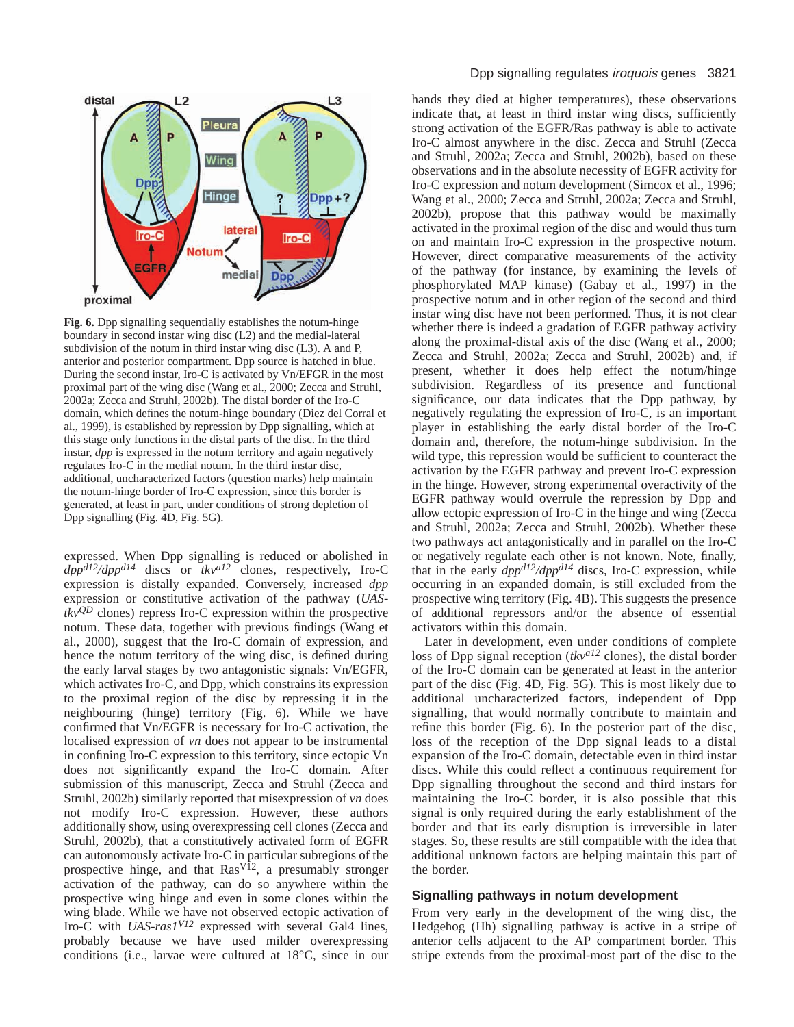**Fig. 6.** Dpp signalling sequentially establishes the notum-hinge boundary in second instar wing disc (L2) and the medial-lateral subdivision of the notum in third instar wing disc (L3). A and P, anterior and posterior compartment. Dpp source is hatched in blue. During the second instar, Iro-C is activated by Vn/EFGR in the most proximal part of the wing disc (Wang et al., 2000; Zecca and Struhl, 2002a; Zecca and Struhl, 2002b). The distal border of the Iro-C domain, which defines the notum-hinge boundary (Diez del Corral et al., 1999), is established by repression by Dpp signalling, which at this stage only functions in the distal parts of the disc. In the third instar, *dpp* is expressed in the notum territory and again negatively regulates Iro-C in the medial notum. In the third instar disc, additional, uncharacterized factors (question marks) help maintain the notum-hinge border of Iro-C expression, since this border is generated, at least in part, under conditions of strong depletion of Dpp signalling (Fig. 4D, Fig. 5G).

expressed. When Dpp signalling is reduced or abolished in $dpp^{d12}/dpp^{d14}$ discs or $tkv^{a12}$ clones, respectively, Iro-C expression is distally expanded. Conversely, increased *dpp* expression or constitutive activation of the pathway (*UAS-tkv*$^{QD}$ clones) repress Iro-C expression within the prospective notum. These data, together with previous findings (Wang et al., 2000), suggest that the Iro-C domain of expression, and hence the notum territory of the wing disc, is defined during the early larval stages by two antagonistic signals: Vn/EGFR, which activates Iro-C, and Dpp, which constrains its expression to the proximal region of the disc by repressing it in the neighbouring (hinge) territory (Fig. 6). While we have confirmed that Vn/EGFR is necessary for Iro-C activation, the localised expression of *vn* does not appear to be instrumental in confining Iro-C expression to this territory, since ectopic Vn does not significantly expand the Iro-C domain. After submission of this manuscript, Zecca and Struhl (Zecca and Struhl, 2002b) similarly reported that misexpression of *vn* does not modify Iro-C expression. However, these authors additionally show, using overexpressing cell clones (Zecca and Struhl, 2002b), that a constitutively activated form of EGFR can autonomously activate Iro-C in particular subregions of the prospective hinge, and that Ras$^{V12}$, a presumably stronger activation of the pathway, can do so anywhere within the prospective wing hinge and even in some clones within the wing blade. While we have not observed ectopic activation of Iro-C with *UAS-ras1*$^{V12}$ expressed with several Gal4 lines, probably because we have used milder overexpressing conditions (i.e., larvae were cultured at 18°C, since in our hands they died at higher temperatures), these observations indicate that, at least in third instar wing discs, sufficiently strong activation of the EGFR/Ras pathway is able to activate Iro-C almost anywhere in the disc. Zecca and Struhl (Zecca and Struhl, 2002a; Zecca and Struhl, 2002b), based on these observations and in the absolute necessity of EGFR activity for Iro-C expression and notum development (Simcox et al., 1996; Wang et al., 2000; Zecca and Struhl, 2002a; Zecca and Struhl, 2002b), propose that this pathway would be maximally activated in the proximal region of the disc and would thus turn on and maintain Iro-C expression in the prospective notum. However, direct comparative measurements of the activity of the pathway (for instance, by examining the levels of phosphorylated MAP kinase) (Gabay et al., 1997) in the prospective notum and in other region of the second and third instar wing disc have not been performed. Thus, it is not clear whether there is indeed a gradation of EGFR pathway activity along the proximal-distal axis of the disc (Wang et al., 2000; Zecca and Struhl, 2002a; Zecca and Struhl, 2002b) and, if present, whether it does help effect the notum/hinge subdivision. Regardless of its presence and functional significance, our data indicates that the Dpp pathway, by negatively regulating the expression of Iro-C, is an important player in establishing the early distal border of the Iro-C domain and, therefore, the notum-hinge subdivision. In the wild type, this repression would be sufficient to counteract the activation by the EGFR pathway and prevent Iro-C expression in the hinge. However, strong experimental overactivity of the EGFR pathway would overrule the repression by Dpp and allow ectopic expression of Iro-C in the hinge and wing (Zecca and Struhl, 2002a; Zecca and Struhl, 2002b). Whether these two pathways act antagonistically and in parallel on the Iro-C or negatively regulate each other is not known. Note, finally, that in the early $dpp^{d12}/dpp^{d14}$ discs, Iro-C expression, while occurring in an expanded domain, is still excluded from the prospective wing territory (Fig. 4B). This suggests the presence of additional repressors and/or the absence of essential activators within this domain.

Later in development, even under conditions of complete loss of Dpp signal reception ($tkv^{a12}$ clones), the distal border of the Iro-C domain can be generated at least in the anterior part of the disc (Fig. 4D, Fig. 5G). This is most likely due to additional uncharacterized factors, independent of Dpp signalling, that would normally contribute to maintain and refine this border (Fig. 6). In the posterior part of the disc, loss of the reception of the Dpp signal leads to a distal expansion of the Iro-C domain, detectable even in third instar discs. While this could reflect a continuous requirement for Dpp signalling throughout the second and third instars for maintaining the Iro-C border, it is also possible that this signal is only required during the early establishment of the border and that its early disruption is irreversible in later stages. So, these results are still compatible with the idea that additional unknown factors are helping maintain this part of the border.

## Signalling pathways in notum development

From very early in the development of the wing disc, the Hedgehog (Hh) signalling pathway is active in a stripe of anterior cells adjacent to the AP compartment border. This stripe extends from the proximal-most part of the disc to the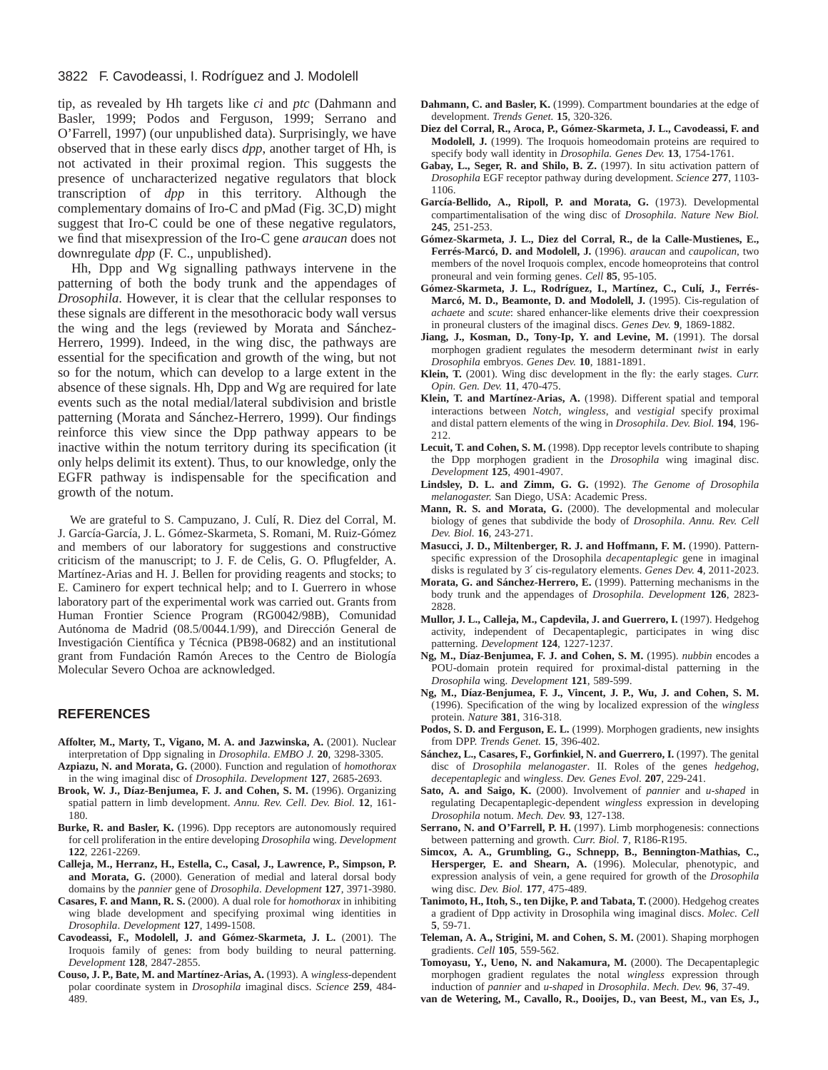tip, as revealed by Hh targets like *ci* and *ptc* (Dahmann and Basler, 1999; Podos and Ferguson, 1999; Serrano and O'Farrell, 1997) (our unpublished data). Surprisingly, we have observed that in these early discs *dpp*, another target of Hh, is not activated in their proximal region. This suggests the presence of uncharacterized negative regulators that block transcription of *dpp* in this territory. Although the complementary domains of Iro-C and pMad (Fig. 3C,D) might suggest that Iro-C could be one of these negative regulators, we find that misexpression of the Iro-C gene *araucan* does not downregulate *dpp* (F. C., unpublished).

Hh, Dpp and Wg signalling pathways intervene in the patterning of both the body trunk and the appendages of *Drosophila*. However, it is clear that the cellular responses to these signals are different in the mesothoracic body wall versus the wing and the legs (reviewed by Morata and Sánchez-Herrero, 1999). Indeed, in the wing disc, the pathways are essential for the specification and growth of the wing, but not so for the notum, which can develop to a large extent in the absence of these signals. Hh, Dpp and Wg are required for late events such as the notal medial/lateral subdivision and bristle patterning (Morata and Sánchez-Herrero, 1999). Our findings reinforce this view since the Dpp pathway appears to be inactive within the notum territory during its specification (it only helps delimit its extent). Thus, to our knowledge, only the EGFR pathway is indispensable for the specification and growth of the notum.

We are grateful to S. Campuzano, J. Culí, R. Diez del Corral, M. J. García-García, J. L. Gómez-Skarmeta, S. Romani, M. Ruiz-Gómez and members of our laboratory for suggestions and constructive criticism of the manuscript; to J. F. de Celis, G. O. Pflugfelder, A. Martínez-Arias and H. J. Bellen for providing reagents and stocks; to E. Caminero for expert technical help; and to I. Guerrero in whose laboratory part of the experimental work was carried out. Grants from Human Frontier Science Program (RG0042/98B), Comunidad Autónoma de Madrid (08.5/0044.1/99), and Dirección General de Investigación Científica y Técnica (PB98-0682) and an institutional grant from Fundación Ramón Areces to the Centro de Biología Molecular Severo Ochoa are acknowledged.

## REFERENCES

**Affolter, M., Marty, T., Vigano, M. A. and Jazwinska, A.** (2001). Nuclear interpretation of Dpp signaling in *Drosophila*. *EMBO J.* **20**, 3298-3305.

**Azpiazu, N. and Morata, G.** (2000). Function and regulation of *homothorax* in the wing imaginal disc of *Drosophila*. *Development* **127**, 2685-2693.

**Brook, W. J., Díaz-Benjumea, F. J. and Cohen, S. M.** (1996). Organizing spatial pattern in limb development. *Annu. Rev. Cell. Dev. Biol.* **12**, 161-180.

**Burke, R. and Basler, K.** (1996). Dpp receptors are autonomously required for cell proliferation in the entire developing *Drosophila* wing. *Development* **122**, 2261-2269.

**Calleja, M., Herranz, H., Estella, C., Casal, J., Lawrence, P., Simpson, P. and Morata, G.** (2000). Generation of medial and lateral dorsal body domains by the *pannier* gene of *Drosophila*. *Development* **127**, 3971-3980.

**Casares, F. and Mann, R. S.** (2000). A dual role for *homothorax* in inhibiting wing blade development and specifying proximal wing identities in *Drosophila*. *Development* **127**, 1499-1508.

**Cavodeassi, F., Modolell, J. and Gómez-Skarmeta, J. L.** (2001). The Iroquois family of genes: from body building to neural patterning. *Development* **128**, 2847-2855.

**Couso, J. P., Bate, M. and Martínez-Arias, A.** (1993). A *wingless*-dependent polar coordinate system in *Drosophila* imaginal discs. *Science* **259**, 484-489.

**Dahmann, C. and Basler, K.** (1999). Compartment boundaries at the edge of development. *Trends Genet.* **15**, 320-326.

**Diez del Corral, R., Aroca, P., Gómez-Skarmeta, J. L., Cavodeassi, F. and Modolell, J.** (1999). The Iroquois homeodomain proteins are required to specify body wall identity in *Drosophila*. *Genes Dev.* **13**, 1754-1761.

**Gabay, L., Seger, R. and Shilo, B. Z.** (1997). In situ activation pattern of *Drosophila* EGF receptor pathway during development. *Science* **277**, 1103-1106.

**García-Bellido, A., Ripoll, P. and Morata, G.** (1973). Developmental compartimentalisation of the wing disc of *Drosophila*. *Nature New Biol.* **245**, 251-253.

**Gómez-Skarmeta, J. L., Diez del Corral, R., de la Calle-Mustienes, E., Ferrés-Marcó, D. and Modolell, J.** (1996). *araucan* and *caupolican*, two members of the novel Iroquois complex, encode homeoproteins that control proneural and vein forming genes. *Cell* **85**, 95-105.

**Gómez-Skarmeta, J. L., Rodríguez, I., Martínez, C., Culí, J., Ferrés-Marcó, M. D., Beamonte, D. and Modolell, J.** (1995). Cis-regulation of *achaete* and *scute*: shared enhancer-like elements drive their coexpression in proneural clusters of the imaginal discs. *Genes Dev.* **9**, 1869-1882.

**Jiang, J., Kosman, D., Tony-Ip, Y. and Levine, M.** (1991). The dorsal morphogen gradient regulates the mesoderm determinant *twist* in early *Drosophila* embryos. *Genes Dev.* **10**, 1881-1891.

**Klein, T.** (2001). Wing disc development in the fly: the early stages. *Curr. Opin. Gen. Dev.* **11**, 470-475.

**Klein, T. and Martínez-Arias, A.** (1998). Different spatial and temporal interactions between *Notch*, *wingless*, and *vestigial* specify proximal and distal pattern elements of the wing in *Drosophila*. *Dev. Biol.* **194**, 196-212.

**Lecuit, T. and Cohen, S. M.** (1998). Dpp receptor levels contribute to shaping the Dpp morphogen gradient in the *Drosophila* wing imaginal disc. *Development* **125**, 4901-4907.

**Lindsley, D. L. and Zimm, G. G.** (1992). *The Genome of Drosophila melanogaster.* San Diego, USA: Academic Press.

**Mann, R. S. and Morata, G.** (2000). The developmental and molecular biology of genes that subdivide the body of *Drosophila*. *Annu. Rev. Cell Dev. Biol.* **16**, 243-271.

**Masucci, J. D., Miltenberger, R. J. and Hoffmann, F. M.** (1990). Pattern-specific expression of the Drosophila *decapentaplegic* gene in imaginal disks is regulated by 3′ cis-regulatory elements. *Genes Dev.* **4**, 2011-2023.

**Morata, G. and Sánchez-Herrero, E.** (1999). Patterning mechanisms in the body trunk and the appendages of *Drosophila*. *Development* **126**, 2823-2828.

**Mullor, J. L., Calleja, M., Capdevila, J. and Guerrero, I.** (1997). Hedgehog activity, independent of Decapentaplegic, participates in wing disc patterning. *Development* **124**, 1227-1237.

**Ng, M., Díaz-Benjumea, F. J. and Cohen, S. M.** (1995). *nubbin* encodes a POU-domain protein required for proximal-distal patterning in the *Drosophila* wing. *Development* **121**, 589-599.

**Ng, M., Díaz-Benjumea, F. J., Vincent, J. P., Wu, J. and Cohen, S. M.** (1996). Specification of the wing by localized expression of the *wingless* protein. *Nature* **381**, 316-318.

**Podos, S. D. and Ferguson, E. L.** (1999). Morphogen gradients, new insights from DPP. *Trends Genet.* **15**, 396-402.

**Sánchez, L., Casares, F., Gorfinkiel, N. and Guerrero, I.** (1997). The genital disc of *Drosophila melanogaster*. II. Roles of the genes *hedgehog*, *decepentaplegic* and *wingless*. *Dev. Genes Evol.* **207**, 229-241.

**Sato, A. and Saigo, K.** (2000). Involvement of *pannier* and *u-shaped* in regulating Decapentaplegic-dependent *wingless* expression in developing *Drosophila* notum. *Mech. Dev.* **93**, 127-138.

**Serrano, N. and O'Farrell, P. H.** (1997). Limb morphogenesis: connections between patterning and growth. *Curr. Biol.* **7**, R186-R195.

**Simcox, A. A., Grumbling, G., Schnepp, B., Bennington-Mathias, C., Hersperger, E. and Shearn, A.** (1996). Molecular, phenotypic, and expression analysis of vein, a gene required for growth of the *Drosophila* wing disc. *Dev. Biol.* **177**, 475-489.

**Tanimoto, H., Itoh, S., ten Dijke, P. and Tabata, T.** (2000). Hedgehog creates a gradient of Dpp activity in Drosophila wing imaginal discs. *Molec. Cell* **5**, 59-71.

**Teleman, A. A., Strigini, M. and Cohen, S. M.** (2001). Shaping morphogen gradients. *Cell* **105**, 559-562.

**Tomoyasu, Y., Ueno, N. and Nakamura, M.** (2000). The Decapentaplegic morphogen gradient regulates the notal *wingless* expression through induction of *pannier* and *u-shaped* in *Drosophila*. *Mech. Dev.* **96**, 37-49.

**van de Wetering, M., Cavallo, R., Dooijes, D., van Beest, M., van Es, J.,**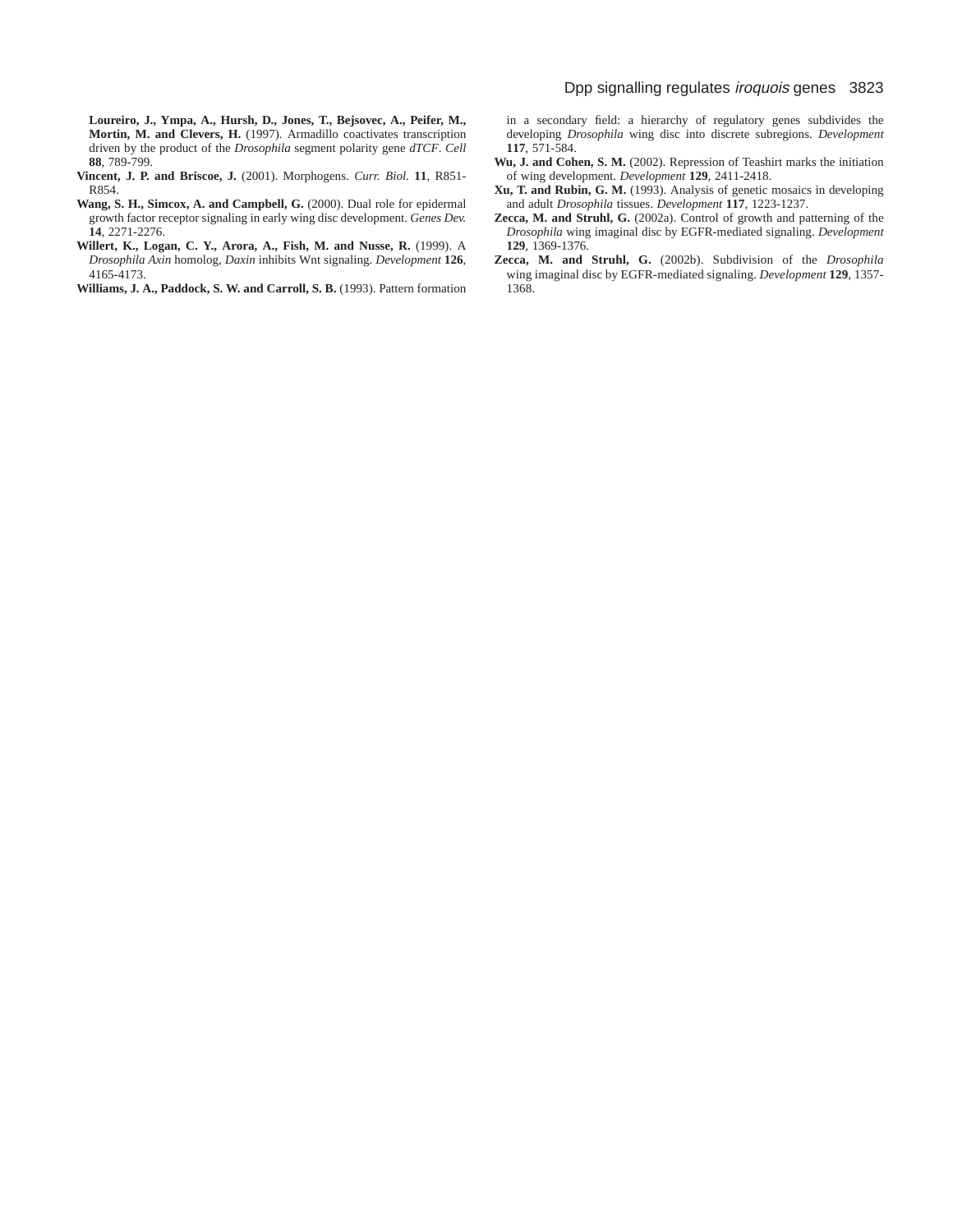**Loureiro, J., Ympa, A., Hursh, D., Jones, T., Bejsovec, A., Peifer, M., Mortin, M. and Clevers, H.** (1997). Armadillo coactivates transcription driven by the product of the *Drosophila* segment polarity gene *dTCF*. *Cell* **88**, 789-799.

**Vincent, J. P. and Briscoe, J.** (2001). Morphogens. *Curr. Biol.* **11**, R851-R854.

**Wang, S. H., Simcox, A. and Campbell, G.** (2000). Dual role for epidermal growth factor receptor signaling in early wing disc development. *Genes Dev.* **14**, 2271-2276.

**Willert, K., Logan, C. Y., Arora, A., Fish, M. and Nusse, R.** (1999). A *Drosophila Axin* homolog, *Daxin* inhibits Wnt signaling. *Development* **126**, 4165-4173.

**Williams, J. A., Paddock, S. W. and Carroll, S. B.** (1993). Pattern formation in a secondary field: a hierarchy of regulatory genes subdivides the developing *Drosophila* wing disc into discrete subregions. *Development* **117**, 571-584.

**Wu, J. and Cohen, S. M.** (2002). Repression of Teashirt marks the initiation of wing development. *Development* **129**, 2411-2418.

**Xu, T. and Rubin, G. M.** (1993). Analysis of genetic mosaics in developing and adult *Drosophila* tissues. *Development* **117**, 1223-1237.

**Zecca, M. and Struhl, G.** (2002a). Control of growth and patterning of the *Drosophila* wing imaginal disc by EGFR-mediated signaling. *Development* **129**, 1369-1376.

**Zecca, M. and Struhl, G.** (2002b). Subdivision of the *Drosophila* wing imaginal disc by EGFR-mediated signaling. *Development* **129**, 1357-1368.